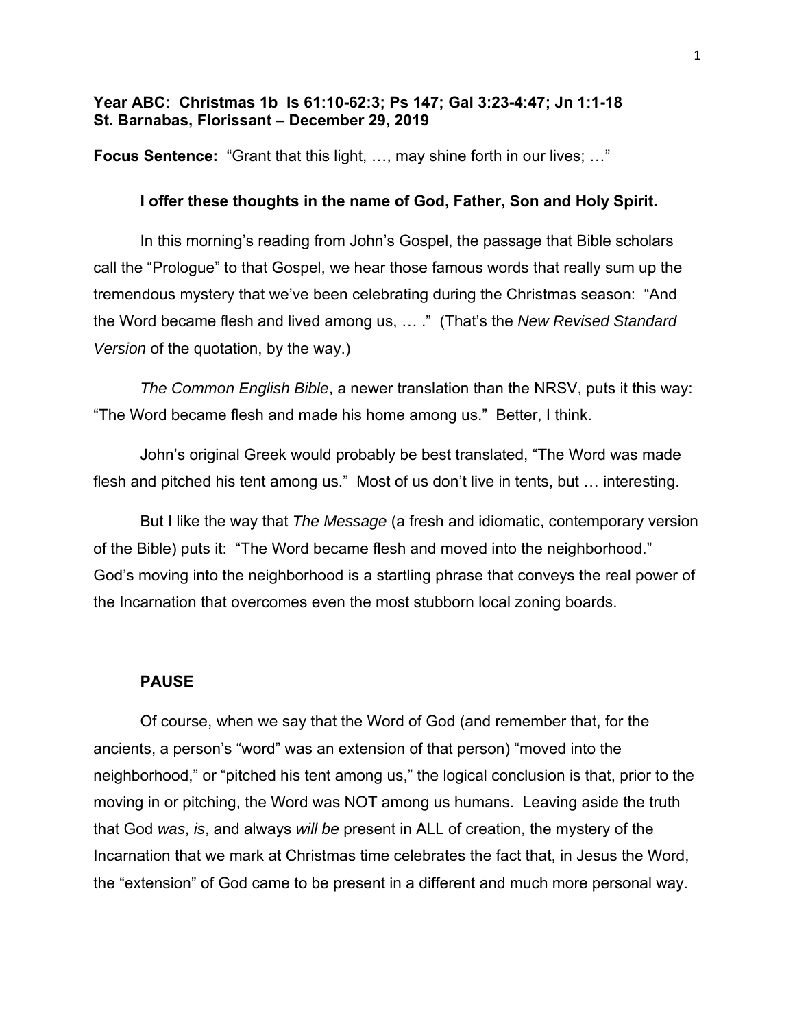**Year ABC: Christmas 1b Is 61:10-62:3; Ps 147; Gal 3:23-4:47; Jn 1:1-18**
**St. Barnabas, Florissant – December 29, 2019**

**Focus Sentence:** "Grant that this light, …, may shine forth in our lives; …"

**I offer these thoughts in the name of God, Father, Son and Holy Spirit.**

In this morning's reading from John's Gospel, the passage that Bible scholars call the "Prologue" to that Gospel, we hear those famous words that really sum up the tremendous mystery that we've been celebrating during the Christmas season: "And the Word became flesh and lived among us, … ." (That's the *New Revised Standard Version* of the quotation, by the way.)

*The Common English Bible*, a newer translation than the NRSV, puts it this way: "The Word became flesh and made his home among us." Better, I think.

John's original Greek would probably be best translated, "The Word was made flesh and pitched his tent among us." Most of us don't live in tents, but … interesting.

But I like the way that *The Message* (a fresh and idiomatic, contemporary version of the Bible) puts it: "The Word became flesh and moved into the neighborhood." God's moving into the neighborhood is a startling phrase that conveys the real power of the Incarnation that overcomes even the most stubborn local zoning boards.

**PAUSE**

Of course, when we say that the Word of God (and remember that, for the ancients, a person's "word" was an extension of that person) "moved into the neighborhood," or "pitched his tent among us," the logical conclusion is that, prior to the moving in or pitching, the Word was NOT among us humans. Leaving aside the truth that God *was*, *is*, and always *will be* present in ALL of creation, the mystery of the Incarnation that we mark at Christmas time celebrates the fact that, in Jesus the Word, the "extension" of God came to be present in a different and much more personal way.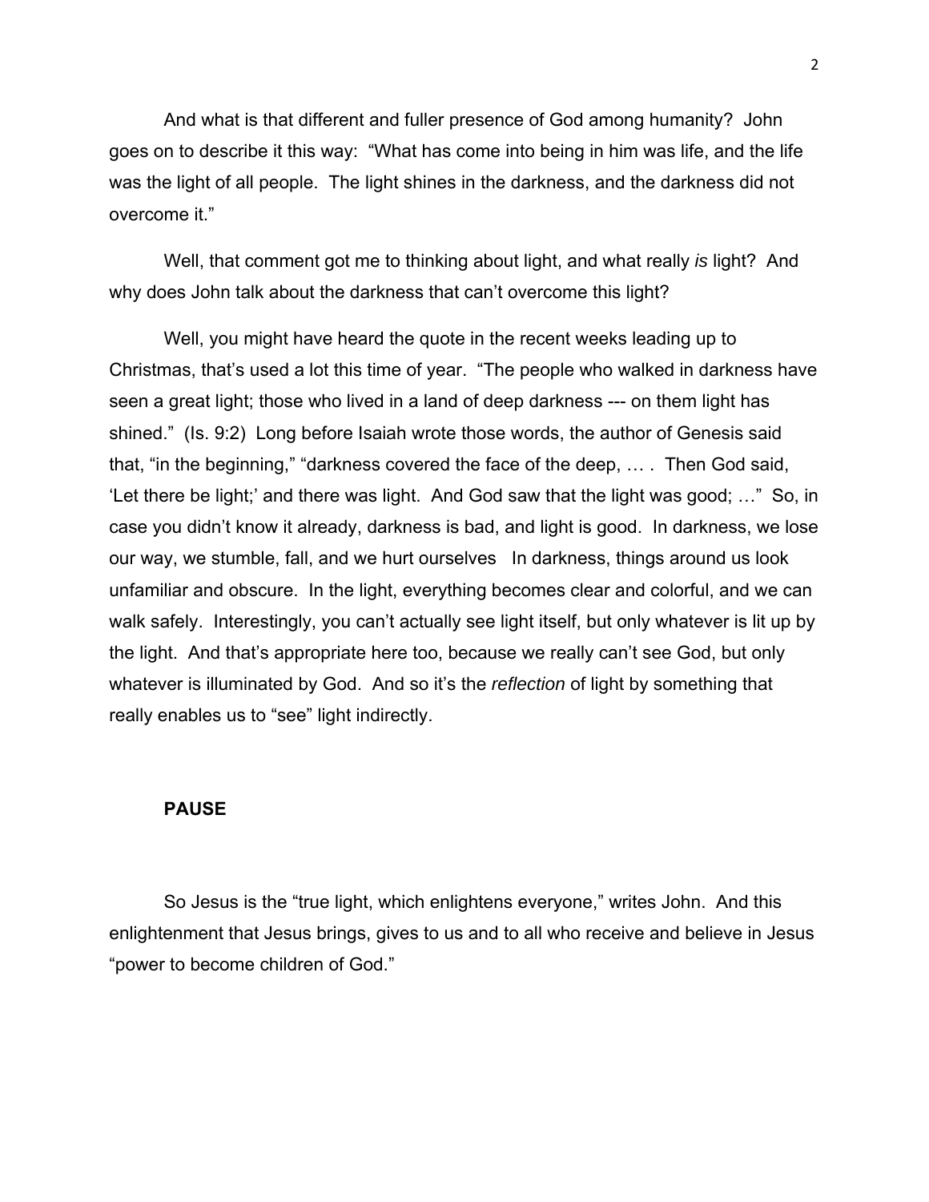And what is that different and fuller presence of God among humanity? John goes on to describe it this way: "What has come into being in him was life, and the life was the light of all people. The light shines in the darkness, and the darkness did not overcome it."

Well, that comment got me to thinking about light, and what really *is* light? And why does John talk about the darkness that can't overcome this light?

Well, you might have heard the quote in the recent weeks leading up to Christmas, that's used a lot this time of year. "The people who walked in darkness have seen a great light; those who lived in a land of deep darkness --- on them light has shined." (Is. 9:2) Long before Isaiah wrote those words, the author of Genesis said that, "in the beginning," "darkness covered the face of the deep, … . Then God said, 'Let there be light;' and there was light. And God saw that the light was good; …" So, in case you didn't know it already, darkness is bad, and light is good. In darkness, we lose our way, we stumble, fall, and we hurt ourselves In darkness, things around us look unfamiliar and obscure. In the light, everything becomes clear and colorful, and we can walk safely. Interestingly, you can't actually see light itself, but only whatever is lit up by the light. And that's appropriate here too, because we really can't see God, but only whatever is illuminated by God. And so it's the *reflection* of light by something that really enables us to "see" light indirectly.

**PAUSE**

So Jesus is the "true light, which enlightens everyone," writes John. And this enlightenment that Jesus brings, gives to us and to all who receive and believe in Jesus "power to become children of God."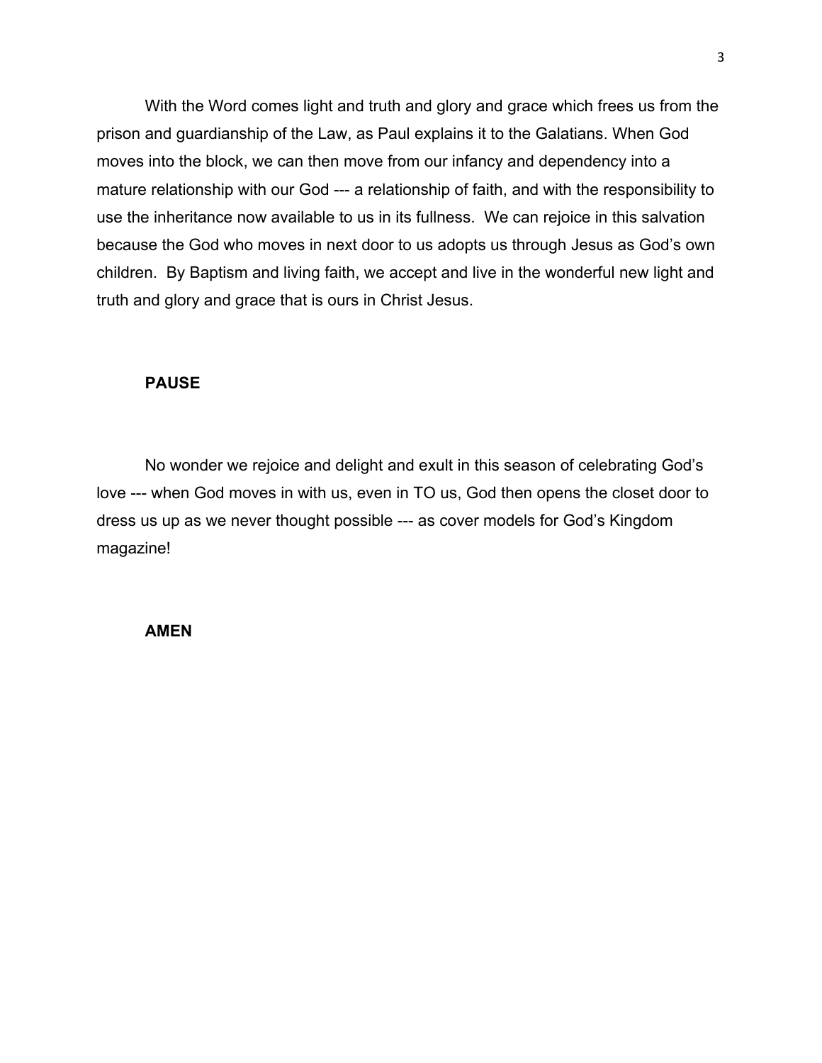With the Word comes light and truth and glory and grace which frees us from the prison and guardianship of the Law, as Paul explains it to the Galatians. When God moves into the block, we can then move from our infancy and dependency into a mature relationship with our God --- a relationship of faith, and with the responsibility to use the inheritance now available to us in its fullness. We can rejoice in this salvation because the God who moves in next door to us adopts us through Jesus as God's own children. By Baptism and living faith, we accept and live in the wonderful new light and truth and glory and grace that is ours in Christ Jesus.

**PAUSE**

No wonder we rejoice and delight and exult in this season of celebrating God's love --- when God moves in with us, even in TO us, God then opens the closet door to dress us up as we never thought possible --- as cover models for God's Kingdom magazine!

**AMEN**